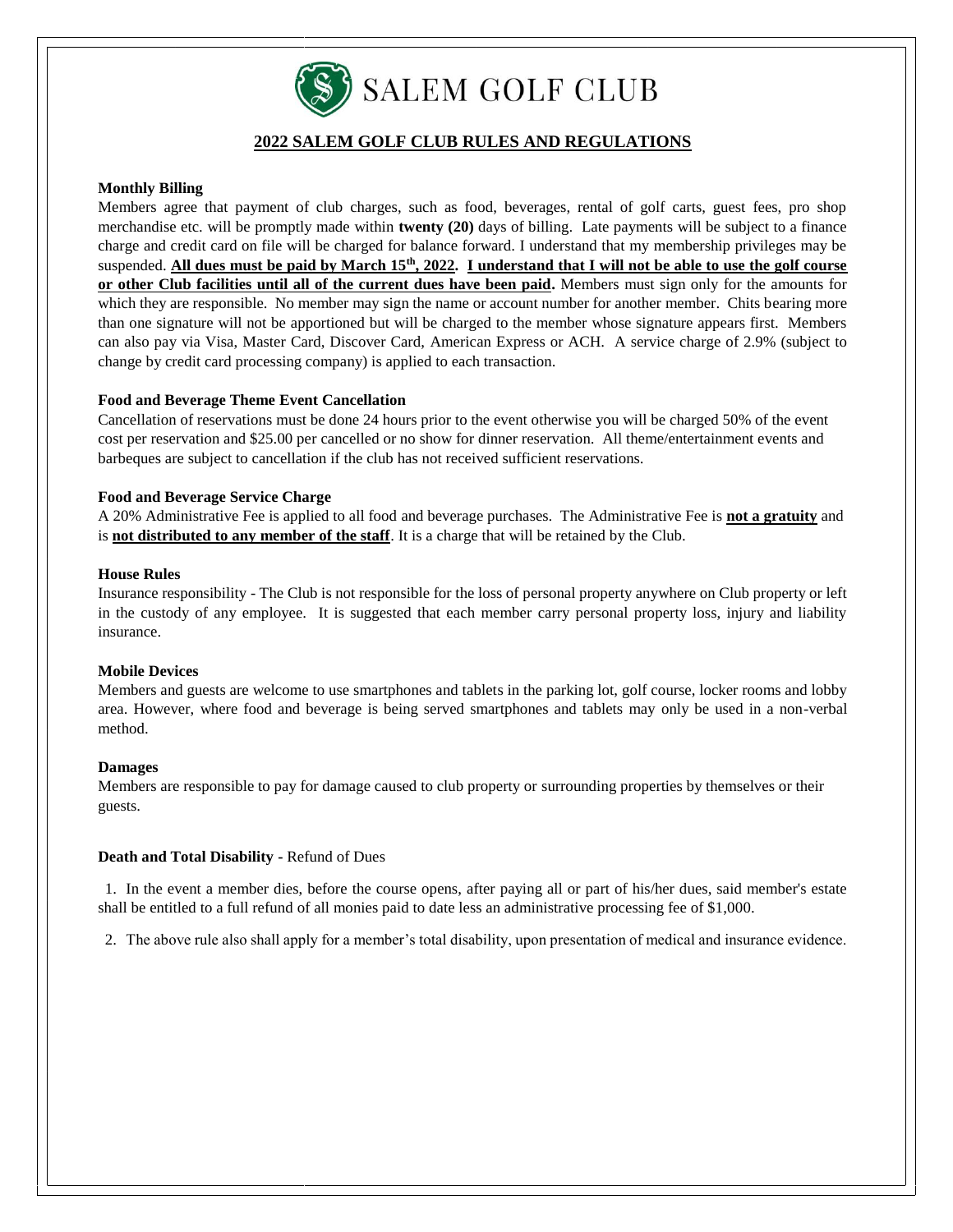SALEM GOLF CLUB

# 2022 SALEM GOLF CLUB RULES AND REGULATIONS

**Monthly Billing**

Members agree that payment of club charges, such as food, beverages, rental of golf carts, guest fees, pro shop merchandise etc. will be promptly made within **twenty (20)** days of billing. Late payments will be subject to a finance charge and credit card on file will be charged for balance forward. I understand that my membership privileges may be suspended. **All dues must be paid by March 15th, 2022. I understand that I will not be able to use the golf course or other Club facilities until all of the current dues have been paid.** Members must sign only for the amounts for which they are responsible. No member may sign the name or account number for another member. Chits bearing more than one signature will not be apportioned but will be charged to the member whose signature appears first. Members can also pay via Visa, Master Card, Discover Card, American Express or ACH. A service charge of 2.9% (subject to change by credit card processing company) is applied to each transaction.

**Food and Beverage Theme Event Cancellation**

Cancellation of reservations must be done 24 hours prior to the event otherwise you will be charged 50% of the event cost per reservation and $25.00 per cancelled or no show for dinner reservation. All theme/entertainment events and barbeques are subject to cancellation if the club has not received sufficient reservations.

**Food and Beverage Service Charge**

A 20% Administrative Fee is applied to all food and beverage purchases. The Administrative Fee is **not a gratuity** and is **not distributed to any member of the staff**. It is a charge that will be retained by the Club.

**House Rules**

Insurance responsibility - The Club is not responsible for the loss of personal property anywhere on Club property or left in the custody of any employee. It is suggested that each member carry personal property loss, injury and liability insurance.

**Mobile Devices**

Members and guests are welcome to use smartphones and tablets in the parking lot, golf course, locker rooms and lobby area. However, where food and beverage is being served smartphones and tablets may only be used in a non-verbal method.

**Damages**

Members are responsible to pay for damage caused to club property or surrounding properties by themselves or their guests.

**Death and Total Disability -** Refund of Dues

1. In the event a member dies, before the course opens, after paying all or part of his/her dues, said member's estate shall be entitled to a full refund of all monies paid to date less an administrative processing fee of $1,000.
2. The above rule also shall apply for a member's total disability, upon presentation of medical and insurance evidence.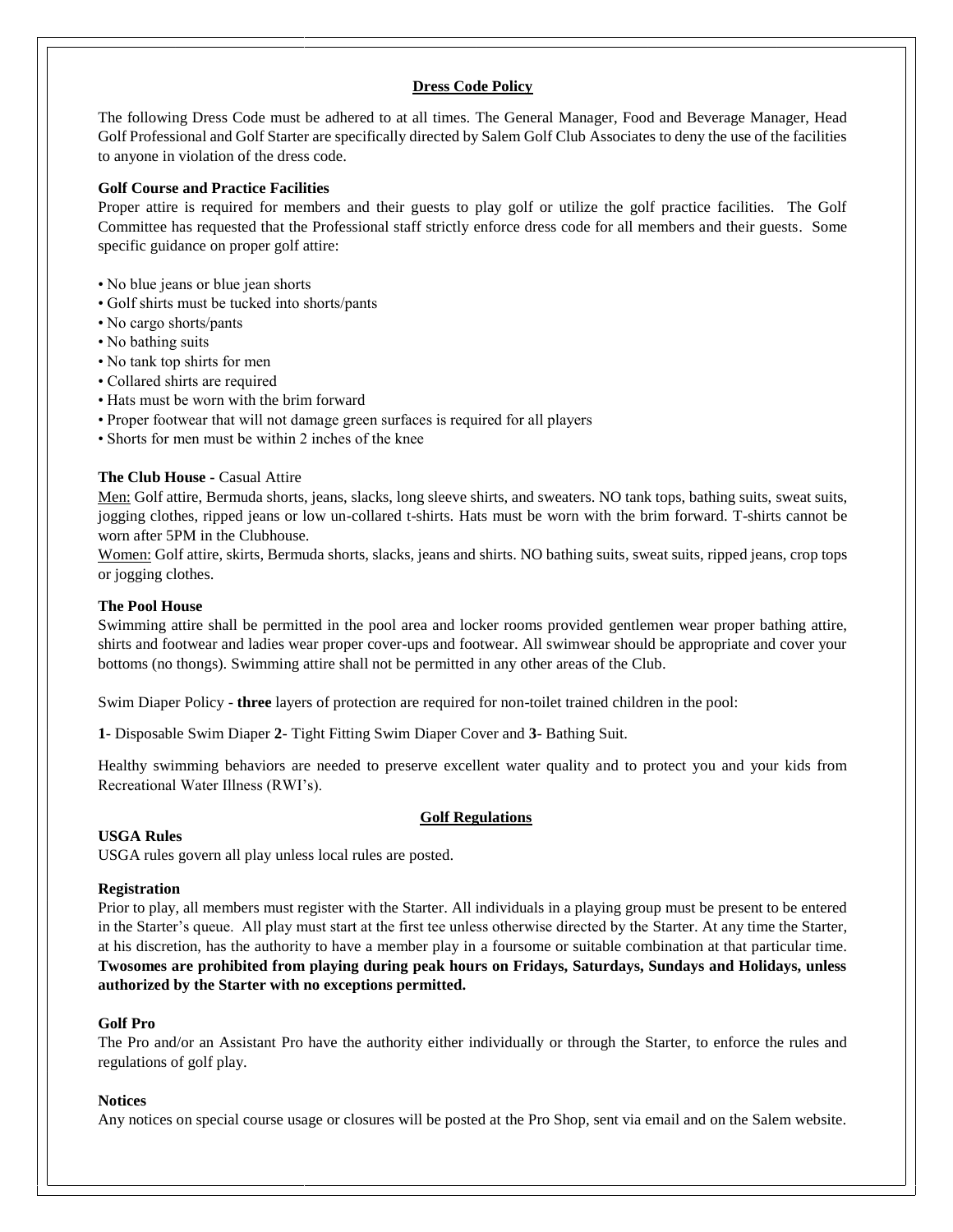## Dress Code Policy

The following Dress Code must be adhered to at all times. The General Manager, Food and Beverage Manager, Head Golf Professional and Golf Starter are specifically directed by Salem Golf Club Associates to deny the use of the facilities to anyone in violation of the dress code.

### Golf Course and Practice Facilities

Proper attire is required for members and their guests to play golf or utilize the golf practice facilities. The Golf Committee has requested that the Professional staff strictly enforce dress code for all members and their guests. Some specific guidance on proper golf attire:

- No blue jeans or blue jean shorts
- Golf shirts must be tucked into shorts/pants
- No cargo shorts/pants
- No bathing suits
- No tank top shirts for men
- Collared shirts are required
- Hats must be worn with the brim forward
- Proper footwear that will not damage green surfaces is required for all players
- Shorts for men must be within 2 inches of the knee

### The Club House - Casual Attire

Men: Golf attire, Bermuda shorts, jeans, slacks, long sleeve shirts, and sweaters. NO tank tops, bathing suits, sweat suits, jogging clothes, ripped jeans or low un-collared t-shirts. Hats must be worn with the brim forward. T-shirts cannot be worn after 5PM in the Clubhouse.

Women: Golf attire, skirts, Bermuda shorts, slacks, jeans and shirts. NO bathing suits, sweat suits, ripped jeans, crop tops or jogging clothes.

### The Pool House

Swimming attire shall be permitted in the pool area and locker rooms provided gentlemen wear proper bathing attire, shirts and footwear and ladies wear proper cover-ups and footwear. All swimwear should be appropriate and cover your bottoms (no thongs). Swimming attire shall not be permitted in any other areas of the Club.

Swim Diaper Policy - **three** layers of protection are required for non-toilet trained children in the pool:

**1**- Disposable Swim Diaper **2**- Tight Fitting Swim Diaper Cover and **3**- Bathing Suit.

Healthy swimming behaviors are needed to preserve excellent water quality and to protect you and your kids from Recreational Water Illness (RWI's).

## Golf Regulations

### USGA Rules

USGA rules govern all play unless local rules are posted.

### Registration

Prior to play, all members must register with the Starter. All individuals in a playing group must be present to be entered in the Starter's queue. All play must start at the first tee unless otherwise directed by the Starter. At any time the Starter, at his discretion, has the authority to have a member play in a foursome or suitable combination at that particular time. **Twosomes are prohibited from playing during peak hours on Fridays, Saturdays, Sundays and Holidays, unless authorized by the Starter with no exceptions permitted.**

### Golf Pro

The Pro and/or an Assistant Pro have the authority either individually or through the Starter, to enforce the rules and regulations of golf play.

### Notices

Any notices on special course usage or closures will be posted at the Pro Shop, sent via email and on the Salem website.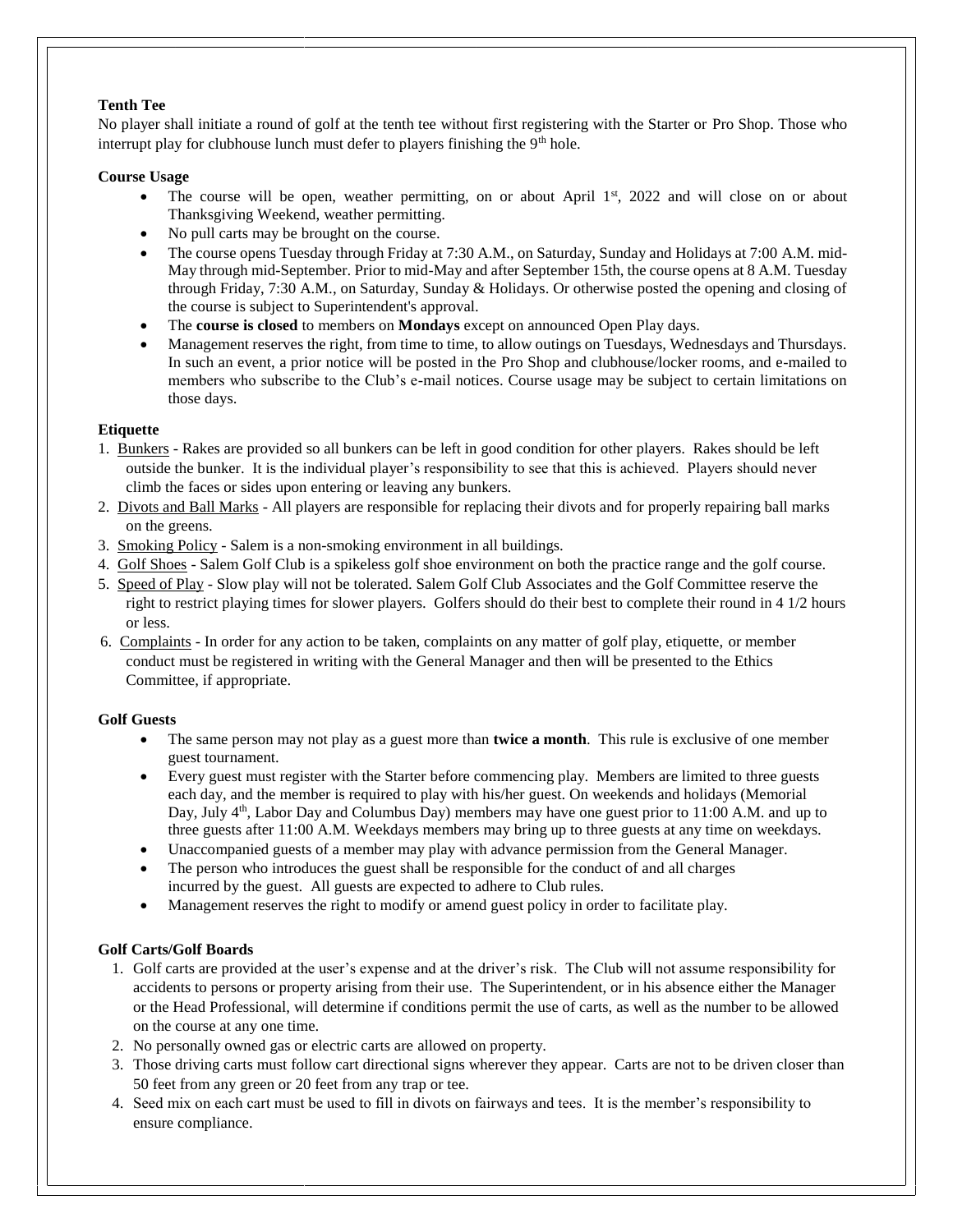**Tenth Tee**

No player shall initiate a round of golf at the tenth tee without first registering with the Starter or Pro Shop. Those who interrupt play for clubhouse lunch must defer to players finishing the 9th hole.

**Course Usage**

- The course will be open, weather permitting, on or about April 1st, 2022 and will close on or about Thanksgiving Weekend, weather permitting.
- No pull carts may be brought on the course.
- The course opens Tuesday through Friday at 7:30 A.M., on Saturday, Sunday and Holidays at 7:00 A.M. mid-May through mid-September. Prior to mid-May and after September 15th, the course opens at 8 A.M. Tuesday through Friday, 7:30 A.M., on Saturday, Sunday & Holidays. Or otherwise posted the opening and closing of the course is subject to Superintendent's approval.
- The **course is closed** to members on **Mondays** except on announced Open Play days.
- Management reserves the right, from time to time, to allow outings on Tuesdays, Wednesdays and Thursdays. In such an event, a prior notice will be posted in the Pro Shop and clubhouse/locker rooms, and e-mailed to members who subscribe to the Club's e-mail notices. Course usage may be subject to certain limitations on those days.

**Etiquette**

1. Bunkers - Rakes are provided so all bunkers can be left in good condition for other players. Rakes should be left outside the bunker. It is the individual player's responsibility to see that this is achieved. Players should never climb the faces or sides upon entering or leaving any bunkers.
2. Divots and Ball Marks - All players are responsible for replacing their divots and for properly repairing ball marks on the greens.
3. Smoking Policy - Salem is a non-smoking environment in all buildings.
4. Golf Shoes - Salem Golf Club is a spikeless golf shoe environment on both the practice range and the golf course.
5. Speed of Play - Slow play will not be tolerated. Salem Golf Club Associates and the Golf Committee reserve the right to restrict playing times for slower players. Golfers should do their best to complete their round in 4 1/2 hours or less.
6. Complaints - In order for any action to be taken, complaints on any matter of golf play, etiquette, or member conduct must be registered in writing with the General Manager and then will be presented to the Ethics Committee, if appropriate.

**Golf Guests**

- The same person may not play as a guest more than **twice a month**. This rule is exclusive of one member guest tournament.
- Every guest must register with the Starter before commencing play. Members are limited to three guests each day, and the member is required to play with his/her guest. On weekends and holidays (Memorial Day, July 4th, Labor Day and Columbus Day) members may have one guest prior to 11:00 A.M. and up to three guests after 11:00 A.M. Weekdays members may bring up to three guests at any time on weekdays.
- Unaccompanied guests of a member may play with advance permission from the General Manager.
- The person who introduces the guest shall be responsible for the conduct of and all charges incurred by the guest. All guests are expected to adhere to Club rules.
- Management reserves the right to modify or amend guest policy in order to facilitate play.

**Golf Carts/Golf Boards**

1. Golf carts are provided at the user's expense and at the driver's risk. The Club will not assume responsibility for accidents to persons or property arising from their use. The Superintendent, or in his absence either the Manager or the Head Professional, will determine if conditions permit the use of carts, as well as the number to be allowed on the course at any one time.
2. No personally owned gas or electric carts are allowed on property.
3. Those driving carts must follow cart directional signs wherever they appear. Carts are not to be driven closer than 50 feet from any green or 20 feet from any trap or tee.
4. Seed mix on each cart must be used to fill in divots on fairways and tees. It is the member's responsibility to ensure compliance.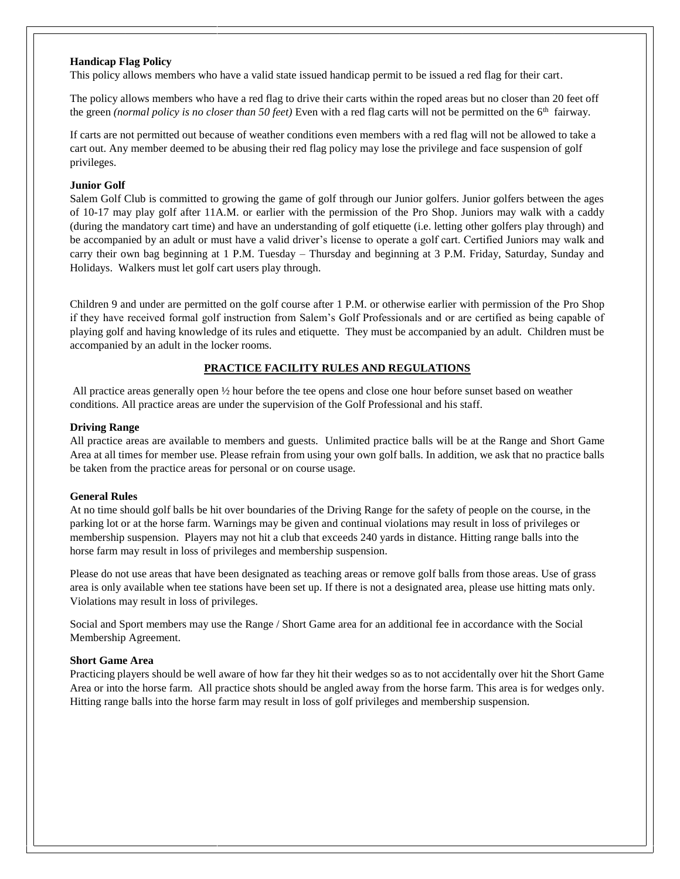**Handicap Flag Policy**

This policy allows members who have a valid state issued handicap permit to be issued a red flag for their cart.

The policy allows members who have a red flag to drive their carts within the roped areas but no closer than 20 feet off the green *(normal policy is no closer than 50 feet)* Even with a red flag carts will not be permitted on the 6th fairway.

If carts are not permitted out because of weather conditions even members with a red flag will not be allowed to take a cart out. Any member deemed to be abusing their red flag policy may lose the privilege and face suspension of golf privileges.

**Junior Golf**

Salem Golf Club is committed to growing the game of golf through our Junior golfers. Junior golfers between the ages of 10-17 may play golf after 11A.M. or earlier with the permission of the Pro Shop. Juniors may walk with a caddy (during the mandatory cart time) and have an understanding of golf etiquette (i.e. letting other golfers play through) and be accompanied by an adult or must have a valid driver's license to operate a golf cart. Certified Juniors may walk and carry their own bag beginning at 1 P.M. Tuesday – Thursday and beginning at 3 P.M. Friday, Saturday, Sunday and Holidays. Walkers must let golf cart users play through.

Children 9 and under are permitted on the golf course after 1 P.M. or otherwise earlier with permission of the Pro Shop if they have received formal golf instruction from Salem's Golf Professionals and or are certified as being capable of playing golf and having knowledge of its rules and etiquette. They must be accompanied by an adult. Children must be accompanied by an adult in the locker rooms.

## PRACTICE FACILITY RULES AND REGULATIONS

All practice areas generally open ½ hour before the tee opens and close one hour before sunset based on weather conditions. All practice areas are under the supervision of the Golf Professional and his staff.

**Driving Range**

All practice areas are available to members and guests. Unlimited practice balls will be at the Range and Short Game Area at all times for member use. Please refrain from using your own golf balls. In addition, we ask that no practice balls be taken from the practice areas for personal or on course usage.

**General Rules**

At no time should golf balls be hit over boundaries of the Driving Range for the safety of people on the course, in the parking lot or at the horse farm. Warnings may be given and continual violations may result in loss of privileges or membership suspension. Players may not hit a club that exceeds 240 yards in distance. Hitting range balls into the horse farm may result in loss of privileges and membership suspension.

Please do not use areas that have been designated as teaching areas or remove golf balls from those areas. Use of grass area is only available when tee stations have been set up. If there is not a designated area, please use hitting mats only. Violations may result in loss of privileges.

Social and Sport members may use the Range / Short Game area for an additional fee in accordance with the Social Membership Agreement.

**Short Game Area**

Practicing players should be well aware of how far they hit their wedges so as to not accidentally over hit the Short Game Area or into the horse farm. All practice shots should be angled away from the horse farm. This area is for wedges only. Hitting range balls into the horse farm may result in loss of golf privileges and membership suspension.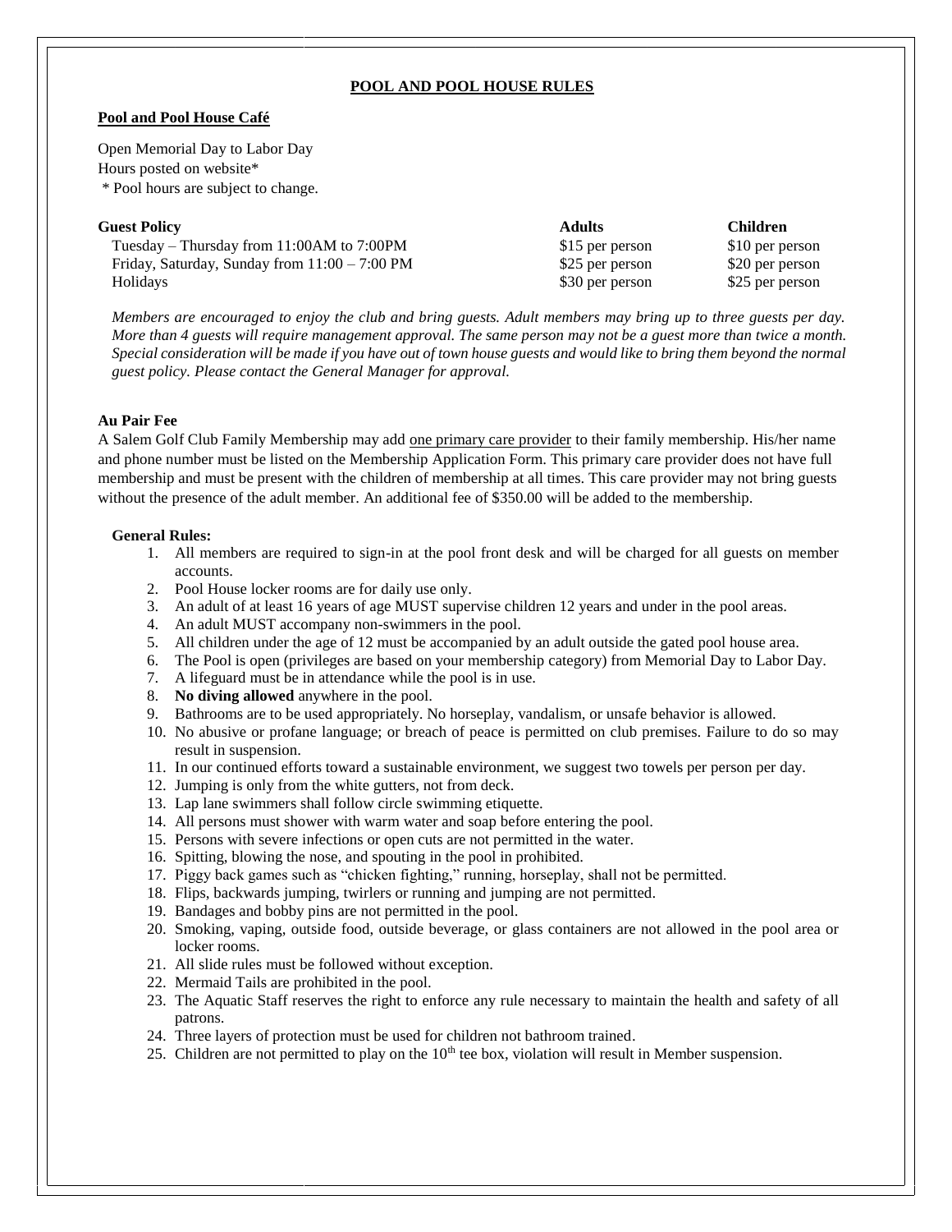# POOL AND POOL HOUSE RULES

## Pool and Pool House Café

Open Memorial Day to Labor Day
Hours posted on website*
\* Pool hours are subject to change.

| Guest Policy | Adults | Children |
|---|---|---|
| Tuesday – Thursday from 11:00AM to 7:00PM | $15 per person | $10 per person |
| Friday, Saturday, Sunday from 11:00 – 7:00 PM | $25 per person | $20 per person |
| Holidays | $30 per person | $25 per person |

*Members are encouraged to enjoy the club and bring guests. Adult members may bring up to three guests per day. More than 4 guests will require management approval. The same person may not be a guest more than twice a month. Special consideration will be made if you have out of town house guests and would like to bring them beyond the normal guest policy. Please contact the General Manager for approval.*

### Au Pair Fee

A Salem Golf Club Family Membership may add <u>one primary care provider</u> to their family membership. His/her name and phone number must be listed on the Membership Application Form. This primary care provider does not have full membership and must be present with the children of membership at all times. This care provider may not bring guests without the presence of the adult member. An additional fee of $350.00 will be added to the membership.

### General Rules:

1. All members are required to sign-in at the pool front desk and will be charged for all guests on member accounts.
2. Pool House locker rooms are for daily use only.
3. An adult of at least 16 years of age MUST supervise children 12 years and under in the pool areas.
4. An adult MUST accompany non-swimmers in the pool.
5. All children under the age of 12 must be accompanied by an adult outside the gated pool house area.
6. The Pool is open (privileges are based on your membership category) from Memorial Day to Labor Day.
7. A lifeguard must be in attendance while the pool is in use.
8. **No diving allowed** anywhere in the pool.
9. Bathrooms are to be used appropriately. No horseplay, vandalism, or unsafe behavior is allowed.
10. No abusive or profane language; or breach of peace is permitted on club premises. Failure to do so may result in suspension.
11. In our continued efforts toward a sustainable environment, we suggest two towels per person per day.
12. Jumping is only from the white gutters, not from deck.
13. Lap lane swimmers shall follow circle swimming etiquette.
14. All persons must shower with warm water and soap before entering the pool.
15. Persons with severe infections or open cuts are not permitted in the water.
16. Spitting, blowing the nose, and spouting in the pool in prohibited.
17. Piggy back games such as "chicken fighting," running, horseplay, shall not be permitted.
18. Flips, backwards jumping, twirlers or running and jumping are not permitted.
19. Bandages and bobby pins are not permitted in the pool.
20. Smoking, vaping, outside food, outside beverage, or glass containers are not allowed in the pool area or locker rooms.
21. All slide rules must be followed without exception.
22. Mermaid Tails are prohibited in the pool.
23. The Aquatic Staff reserves the right to enforce any rule necessary to maintain the health and safety of all patrons.
24. Three layers of protection must be used for children not bathroom trained.
25. Children are not permitted to play on the 10th tee box, violation will result in Member suspension.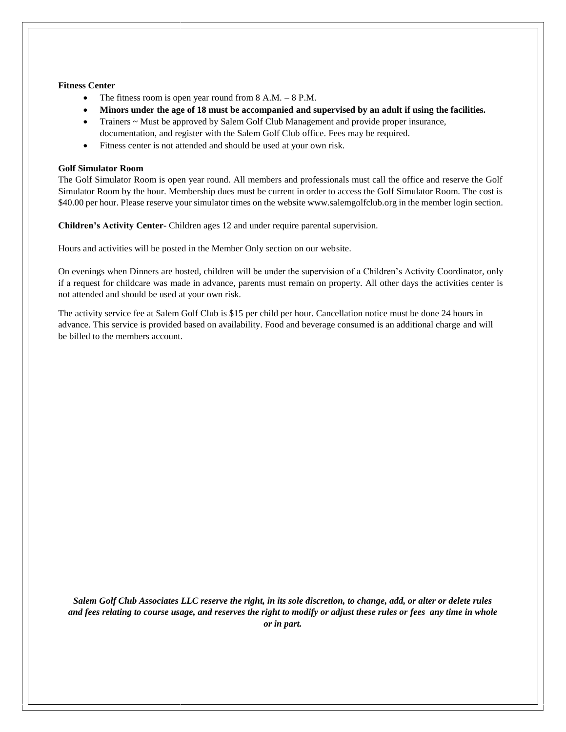**Fitness Center**

- The fitness room is open year round from 8 A.M. – 8 P.M.
- **Minors under the age of 18 must be accompanied and supervised by an adult if using the facilities.**
- Trainers ~ Must be approved by Salem Golf Club Management and provide proper insurance, documentation, and register with the Salem Golf Club office. Fees may be required.
- Fitness center is not attended and should be used at your own risk.

**Golf Simulator Room**

The Golf Simulator Room is open year round. All members and professionals must call the office and reserve the Golf Simulator Room by the hour. Membership dues must be current in order to access the Golf Simulator Room. The cost is $40.00 per hour. Please reserve your simulator times on the website www.salemgolfclub.org in the member login section.

**Children's Activity Center-** Children ages 12 and under require parental supervision.

Hours and activities will be posted in the Member Only section on our website.

On evenings when Dinners are hosted, children will be under the supervision of a Children's Activity Coordinator, only if a request for childcare was made in advance, parents must remain on property. All other days the activities center is not attended and should be used at your own risk.

The activity service fee at Salem Golf Club is $15 per child per hour. Cancellation notice must be done 24 hours in advance. This service is provided based on availability. Food and beverage consumed is an additional charge and will be billed to the members account.

***Salem Golf Club Associates LLC reserve the right, in its sole discretion, to change, add, or alter or delete rules and fees relating to course usage, and reserves the right to modify or adjust these rules or fees any time in whole or in part.***